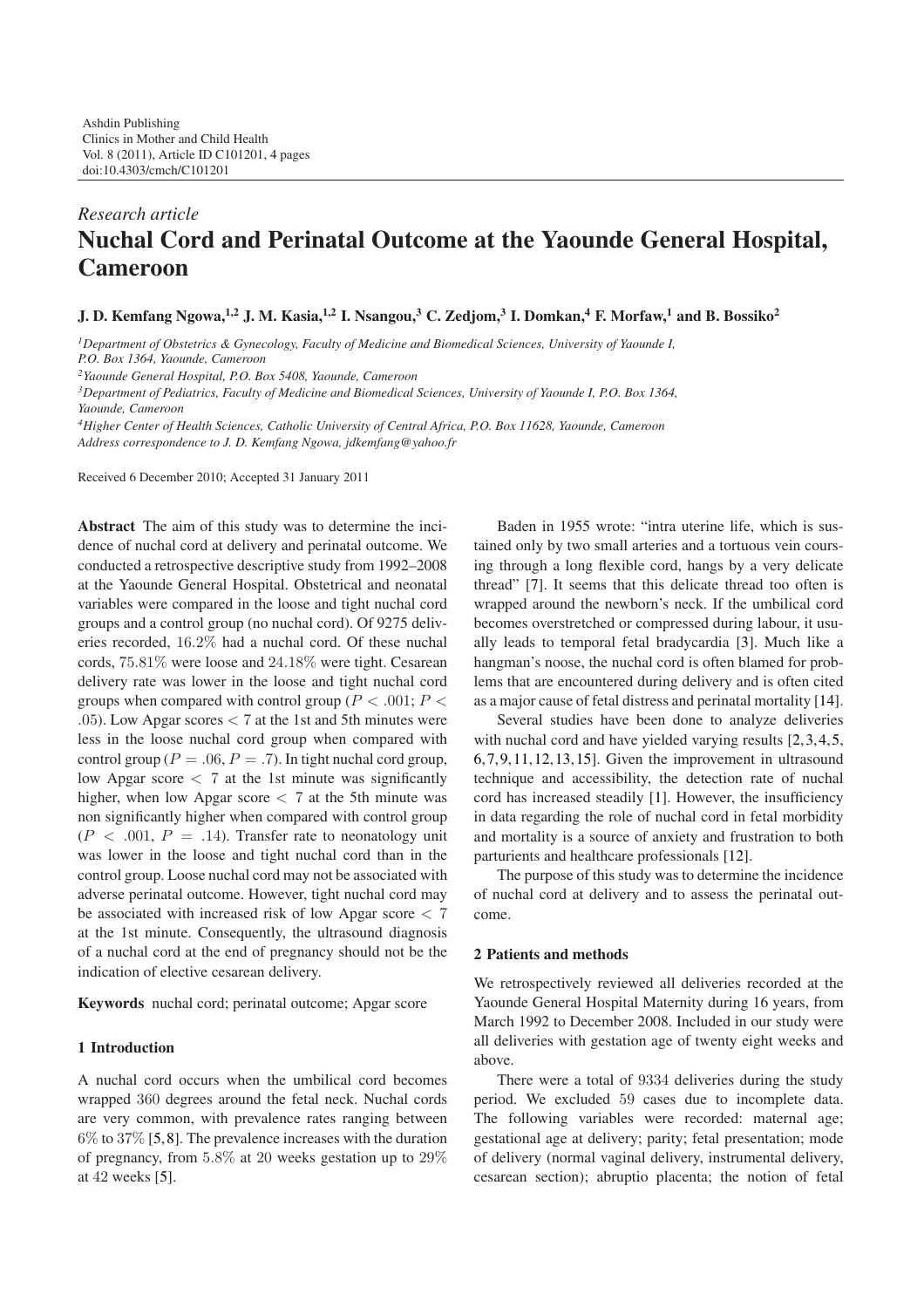Ashdin Publishing
Clinics in Mother and Child Health
Vol. 8 (2011), Article ID C101201, 4 pages
doi:10.4303/cmch/C101201

*Research article*

# Nuchal Cord and Perinatal Outcome at the Yaounde General Hospital, Cameroon

**J. D. Kemfang Ngowa,[1,2] J. M. Kasia,[1,2] I. Nsangou,[3] C. Zedjom,[3] I. Domkan,[4] F. Morfaw,[1] and B. Bossiko[2]**

[1] *Department of Obstetrics & Gynecology, Faculty of Medicine and Biomedical Sciences, University of Yaounde I, P.O. Box 1364, Yaounde, Cameroon*

[2] *Yaounde General Hospital, P.O. Box 5408, Yaounde, Cameroon*

[3] *Department of Pediatrics, Faculty of Medicine and Biomedical Sciences, University of Yaounde I, P.O. Box 1364, Yaounde, Cameroon*

[4] *Higher Center of Health Sciences, Catholic University of Central Africa, P.O. Box 11628, Yaounde, Cameroon*

*Address correspondence to J. D. Kemfang Ngowa, jdkemfang@yahoo.fr*

Received 6 December 2010; Accepted 31 January 2011

**Abstract** The aim of this study was to determine the incidence of nuchal cord at delivery and perinatal outcome. We conducted a retrospective descriptive study from 1992–2008 at the Yaounde General Hospital. Obstetrical and neonatal variables were compared in the loose and tight nuchal cord groups and a control group (no nuchal cord). Of 9275 deliveries recorded, 16.2% had a nuchal cord. Of these nuchal cords, 75.81% were loose and 24.18% were tight. Cesarean delivery rate was lower in the loose and tight nuchal cord groups when compared with control group ($P < .001$; $P < .05$). Low Apgar scores $< 7$ at the 1st and 5th minutes were less in the loose nuchal cord group when compared with control group ($P = .06$, $P = .7$). In tight nuchal cord group, low Apgar score $< 7$ at the 1st minute was significantly higher, when low Apgar score $< 7$ at the 5th minute was non significantly higher when compared with control group ($P < .001$, $P = .14$). Transfer rate to neonatology unit was lower in the loose and tight nuchal cord than in the control group. Loose nuchal cord may not be associated with adverse perinatal outcome. However, tight nuchal cord may be associated with increased risk of low Apgar score $< 7$ at the 1st minute. Consequently, the ultrasound diagnosis of a nuchal cord at the end of pregnancy should not be the indication of elective cesarean delivery.

**Keywords** nuchal cord; perinatal outcome; Apgar score

## 1 Introduction

A nuchal cord occurs when the umbilical cord becomes wrapped 360 degrees around the fetal neck. Nuchal cords are very common, with prevalence rates ranging between 6% to 37% [5,8]. The prevalence increases with the duration of pregnancy, from 5.8% at 20 weeks gestation up to 29% at 42 weeks [5].

Baden in 1955 wrote: "intra uterine life, which is sustained only by two small arteries and a tortuous vein coursing through a long flexible cord, hangs by a very delicate thread" [7]. It seems that this delicate thread too often is wrapped around the newborn's neck. If the umbilical cord becomes overstretched or compressed during labour, it usually leads to temporal fetal bradycardia [3]. Much like a hangman's noose, the nuchal cord is often blamed for problems that are encountered during delivery and is often cited as a major cause of fetal distress and perinatal mortality [14].

Several studies have been done to analyze deliveries with nuchal cord and have yielded varying results [2,3,4,5,6,7,9,11,12,13,15]. Given the improvement in ultrasound technique and accessibility, the detection rate of nuchal cord has increased steadily [1]. However, the insufficiency in data regarding the role of nuchal cord in fetal morbidity and mortality is a source of anxiety and frustration to both parturients and healthcare professionals [12].

The purpose of this study was to determine the incidence of nuchal cord at delivery and to assess the perinatal outcome.

## 2 Patients and methods

We retrospectively reviewed all deliveries recorded at the Yaounde General Hospital Maternity during 16 years, from March 1992 to December 2008. Included in our study were all deliveries with gestation age of twenty eight weeks and above.

There were a total of 9334 deliveries during the study period. We excluded 59 cases due to incomplete data. The following variables were recorded: maternal age; gestational age at delivery; parity; fetal presentation; mode of delivery (normal vaginal delivery, instrumental delivery, cesarean section); abruptio placenta; the notion of fetal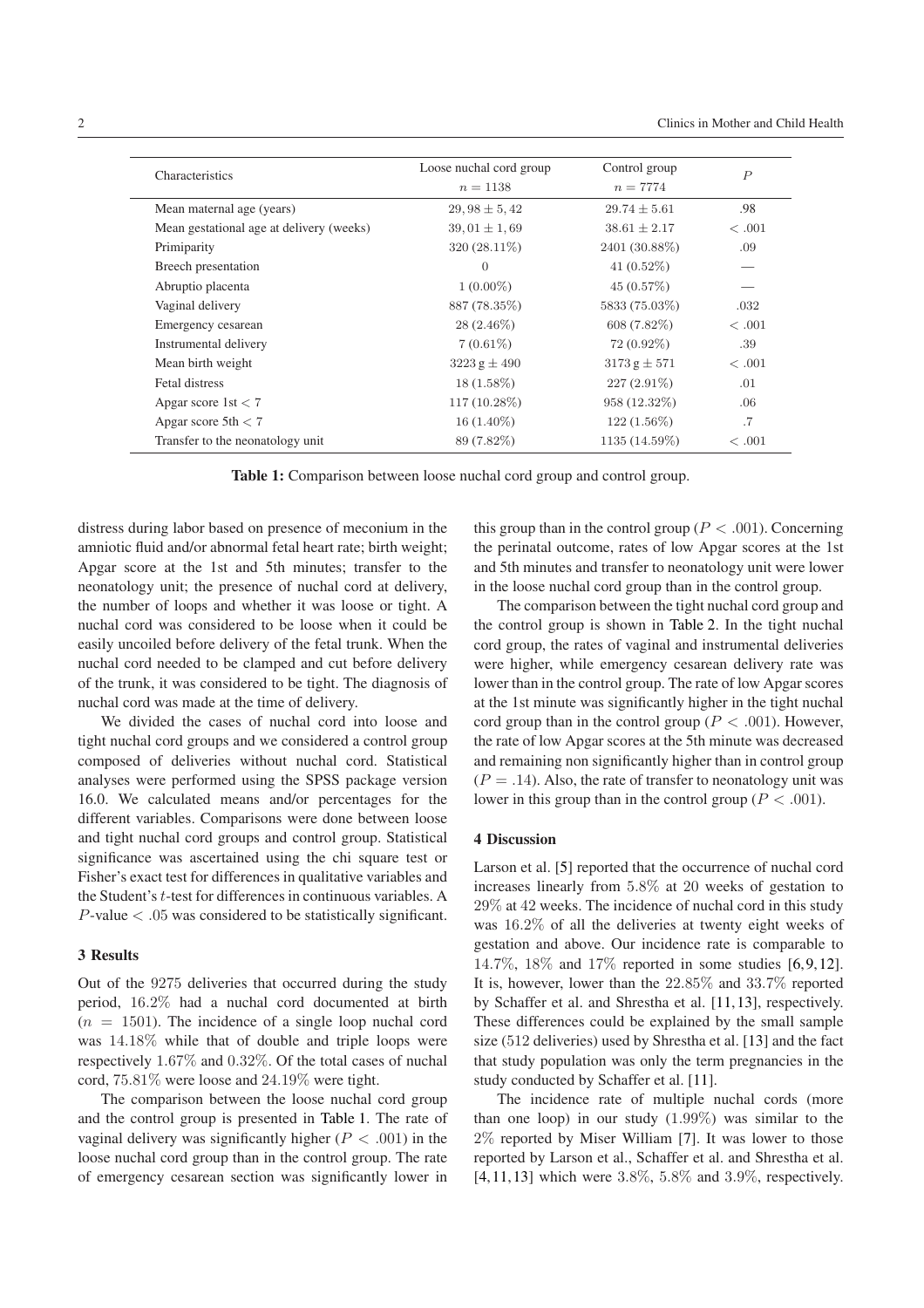| Characteristics | Loose nuchal cord group $n = 1138$ | Control group $n = 7774$ | $P$ |
|---|---|---|---|
| Mean maternal age (years) | $29,98 \pm 5,42$ | $29.74 \pm 5.61$ | .98 |
| Mean gestational age at delivery (weeks) | $39,01 \pm 1,69$ | $38.61 \pm 2.17$ | $< .001$ |
| Primiparity | 320 (28.11%) | 2401 (30.88%) | .09 |
| Breech presentation | 0 | 41 (0.52%) | — |
| Abruptio placenta | 1 (0.00%) | 45 (0.57%) | — |
| Vaginal delivery | 887 (78.35%) | 5833 (75.03%) | .032 |
| Emergency cesarean | 28 (2.46%) | 608 (7.82%) | $< .001$ |
| Instrumental delivery | 7 (0.61%) | 72 (0.92%) | .39 |
| Mean birth weight | $3223\,\text{g} \pm 490$ | $3173\,\text{g} \pm 571$ | $< .001$ |
| Fetal distress | 18 (1.58%) | 227 (2.91%) | .01 |
| Apgar score 1st $< 7$ | 117 (10.28%) | 958 (12.32%) | .06 |
| Apgar score 5th $< 7$ | 16 (1.40%) | 122 (1.56%) | .7 |
| Transfer to the neonatology unit | 89 (7.82%) | 1135 (14.59%) | $< .001$ |

**Table 1:** Comparison between loose nuchal cord group and control group.

distress during labor based on presence of meconium in the amniotic fluid and/or abnormal fetal heart rate; birth weight; Apgar score at the 1st and 5th minutes; transfer to the neonatology unit; the presence of nuchal cord at delivery, the number of loops and whether it was loose or tight. A nuchal cord was considered to be loose when it could be easily uncoiled before delivery of the fetal trunk. When the nuchal cord needed to be clamped and cut before delivery of the trunk, it was considered to be tight. The diagnosis of nuchal cord was made at the time of delivery.

We divided the cases of nuchal cord into loose and tight nuchal cord groups and we considered a control group composed of deliveries without nuchal cord. Statistical analyses were performed using the SPSS package version 16.0. We calculated means and/or percentages for the different variables. Comparisons were done between loose and tight nuchal cord groups and control group. Statistical significance was ascertained using the chi square test or Fisher's exact test for differences in qualitative variables and the Student's $t$-test for differences in continuous variables. A $P$-value $< .05$ was considered to be statistically significant.

## 3 Results

Out of the 9275 deliveries that occurred during the study period, 16.2% had a nuchal cord documented at birth ($n = 1501$). The incidence of a single loop nuchal cord was 14.18% while that of double and triple loops were respectively 1.67% and 0.32%. Of the total cases of nuchal cord, 75.81% were loose and 24.19% were tight.

The comparison between the loose nuchal cord group and the control group is presented in Table 1. The rate of vaginal delivery was significantly higher ($P < .001$) in the loose nuchal cord group than in the control group. The rate of emergency cesarean section was significantly lower in this group than in the control group ($P < .001$). Concerning the perinatal outcome, rates of low Apgar scores at the 1st and 5th minutes and transfer to neonatology unit were lower in the loose nuchal cord group than in the control group.

The comparison between the tight nuchal cord group and the control group is shown in Table 2. In the tight nuchal cord group, the rates of vaginal and instrumental deliveries were higher, while emergency cesarean delivery rate was lower than in the control group. The rate of low Apgar scores at the 1st minute was significantly higher in the tight nuchal cord group than in the control group ($P < .001$). However, the rate of low Apgar scores at the 5th minute was decreased and remaining non significantly higher than in control group ($P = .14$). Also, the rate of transfer to neonatology unit was lower in this group than in the control group ($P < .001$).

## 4 Discussion

Larson et al. [5] reported that the occurrence of nuchal cord increases linearly from 5.8% at 20 weeks of gestation to 29% at 42 weeks. The incidence of nuchal cord in this study was 16.2% of all the deliveries at twenty eight weeks of gestation and above. Our incidence rate is comparable to 14.7%, 18% and 17% reported in some studies [6,9,12]. It is, however, lower than the 22.85% and 33.7% reported by Schaffer et al. and Shrestha et al. [11,13], respectively. These differences could be explained by the small sample size (512 deliveries) used by Shrestha et al. [13] and the fact that study population was only the term pregnancies in the study conducted by Schaffer et al. [11].

The incidence rate of multiple nuchal cords (more than one loop) in our study (1.99%) was similar to the 2% reported by Miser William [7]. It was lower to those reported by Larson et al., Schaffer et al. and Shrestha et al. [4,11,13] which were 3.8%, 5.8% and 3.9%, respectively.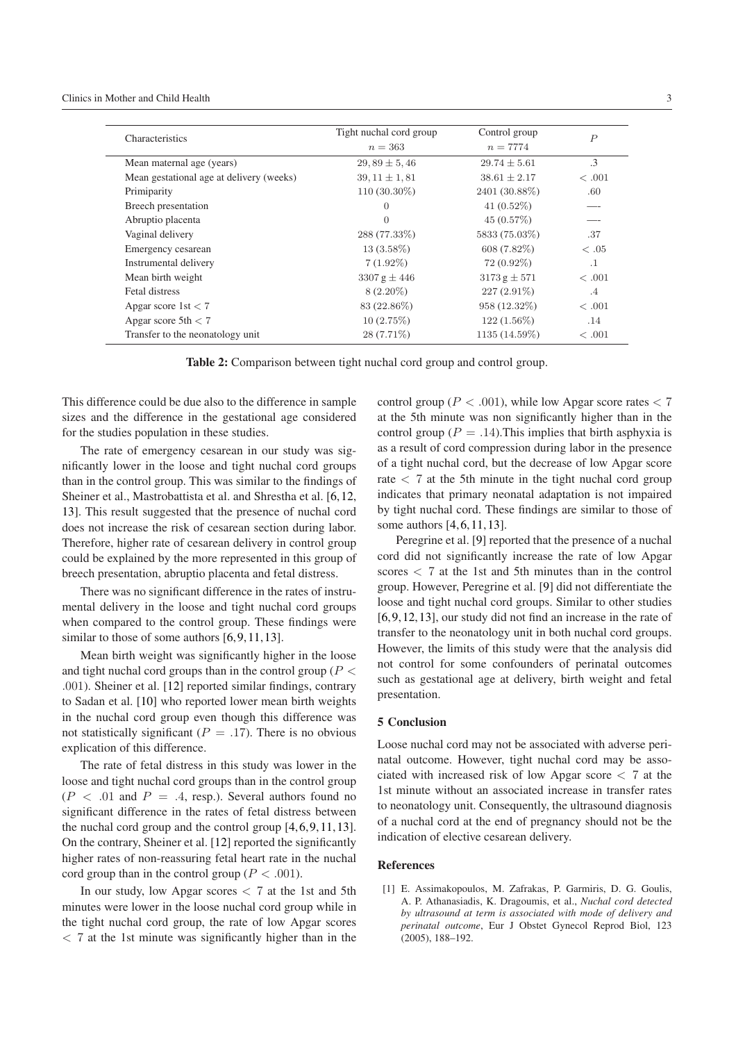| Characteristics | Tight nuchal cord group $n = 363$ | Control group $n = 7774$ | $P$ |
|---|---|---|---|
| Mean maternal age (years) | $29,89 \pm 5,46$ | $29.74 \pm 5.61$ | .3 |
| Mean gestational age at delivery (weeks) | $39,11 \pm 1,81$ | $38.61 \pm 2.17$ | $< .001$ |
| Primiparity | 110 (30.30%) | 2401 (30.88%) | .60 |
| Breech presentation | 0 | 41 (0.52%) | —- |
| Abruptio placenta | 0 | 45 (0.57%) | —- |
| Vaginal delivery | 288 (77.33%) | 5833 (75.03%) | .37 |
| Emergency cesarean | 13 (3.58%) | 608 (7.82%) | $< .05$ |
| Instrumental delivery | 7 (1.92%) | 72 (0.92%) | .1 |
| Mean birth weight | $3307\,\text{g} \pm 446$ | $3173\,\text{g} \pm 571$ | $< .001$ |
| Fetal distress | 8 (2.20%) | 227 (2.91%) | .4 |
| Apgar score 1st $< 7$ | 83 (22.86%) | 958 (12.32%) | $< .001$ |
| Apgar score 5th $< 7$ | 10 (2.75%) | 122 (1.56%) | .14 |
| Transfer to the neonatology unit | 28 (7.71%) | 1135 (14.59%) | $< .001$ |

**Table 2:** Comparison between tight nuchal cord group and control group.

This difference could be due also to the difference in sample sizes and the difference in the gestational age considered for the studies population in these studies.

The rate of emergency cesarean in our study was significantly lower in the loose and tight nuchal cord groups than in the control group. This was similar to the findings of Sheiner et al., Mastrobattista et al. and Shrestha et al. [6,12, 13]. This result suggested that the presence of nuchal cord does not increase the risk of cesarean section during labor. Therefore, higher rate of cesarean delivery in control group could be explained by the more represented in this group of breech presentation, abruptio placenta and fetal distress.

There was no significant difference in the rates of instrumental delivery in the loose and tight nuchal cord groups when compared to the control group. These findings were similar to those of some authors [6,9,11,13].

Mean birth weight was significantly higher in the loose and tight nuchal cord groups than in the control group ($P < .001$). Sheiner et al. [12] reported similar findings, contrary to Sadan et al. [10] who reported lower mean birth weights in the nuchal cord group even though this difference was not statistically significant ($P = .17$). There is no obvious explication of this difference.

The rate of fetal distress in this study was lower in the loose and tight nuchal cord groups than in the control group ($P < .01$ and $P = .4$, resp.). Several authors found no significant difference in the rates of fetal distress between the nuchal cord group and the control group [4,6,9,11,13]. On the contrary, Sheiner et al. [12] reported the significantly higher rates of non-reassuring fetal heart rate in the nuchal cord group than in the control group ($P < .001$).

In our study, low Apgar scores $< 7$ at the 1st and 5th minutes were lower in the loose nuchal cord group while in the tight nuchal cord group, the rate of low Apgar scores $< 7$ at the 1st minute was significantly higher than in the control group ($P < .001$), while low Apgar score rates $< 7$ at the 5th minute was non significantly higher than in the control group ($P = .14$).This implies that birth asphyxia is as a result of cord compression during labor in the presence of a tight nuchal cord, but the decrease of low Apgar score rate $< 7$ at the 5th minute in the tight nuchal cord group indicates that primary neonatal adaptation is not impaired by tight nuchal cord. These findings are similar to those of some authors [4,6,11,13].

Peregrine et al. [9] reported that the presence of a nuchal cord did not significantly increase the rate of low Apgar scores $< 7$ at the 1st and 5th minutes than in the control group. However, Peregrine et al. [9] did not differentiate the loose and tight nuchal cord groups. Similar to other studies [6,9,12,13], our study did not find an increase in the rate of transfer to the neonatology unit in both nuchal cord groups. However, the limits of this study were that the analysis did not control for some confounders of perinatal outcomes such as gestational age at delivery, birth weight and fetal presentation.

## 5 Conclusion

Loose nuchal cord may not be associated with adverse perinatal outcome. However, tight nuchal cord may be associated with increased risk of low Apgar score $< 7$ at the 1st minute without an associated increase in transfer rates to neonatology unit. Consequently, the ultrasound diagnosis of a nuchal cord at the end of pregnancy should not be the indication of elective cesarean delivery.

## References

[1] E. Assimakopoulos, M. Zafrakas, P. Garmiris, D. G. Goulis, A. P. Athanasiadis, K. Dragoumis, et al., *Nuchal cord detected by ultrasound at term is associated with mode of delivery and perinatal outcome*, Eur J Obstet Gynecol Reprod Biol, 123 (2005), 188–192.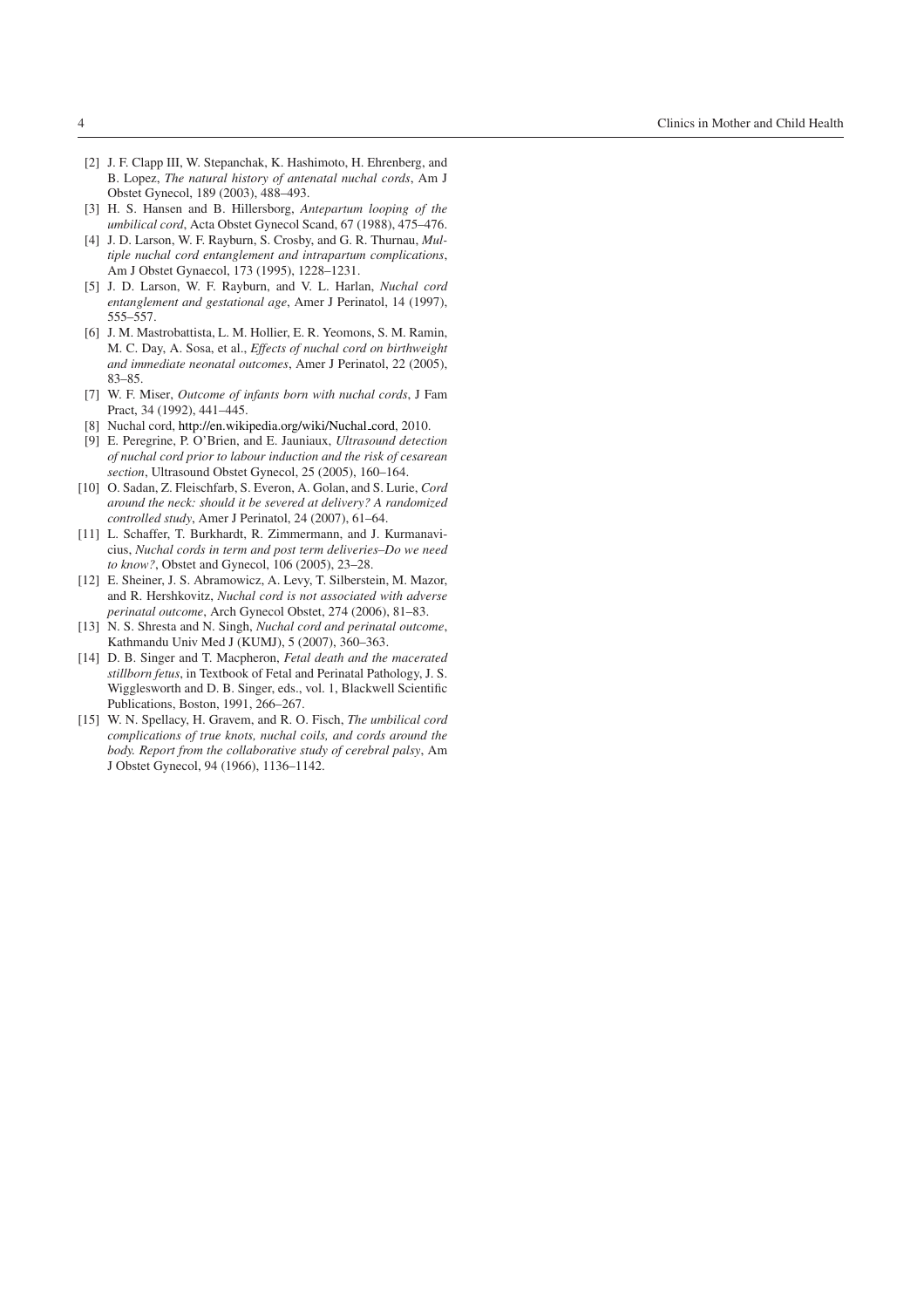[2] J. F. Clapp III, W. Stepanchak, K. Hashimoto, H. Ehrenberg, and B. Lopez, *The natural history of antenatal nuchal cords*, Am J Obstet Gynecol, 189 (2003), 488–493.

[3] H. S. Hansen and B. Hillersborg, *Antepartum looping of the umbilical cord*, Acta Obstet Gynecol Scand, 67 (1988), 475–476.

[4] J. D. Larson, W. F. Rayburn, S. Crosby, and G. R. Thurnau, *Multiple nuchal cord entanglement and intrapartum complications*, Am J Obstet Gynaecol, 173 (1995), 1228–1231.

[5] J. D. Larson, W. F. Rayburn, and V. L. Harlan, *Nuchal cord entanglement and gestational age*, Amer J Perinatol, 14 (1997), 555–557.

[6] J. M. Mastrobattista, L. M. Hollier, E. R. Yeomons, S. M. Ramin, M. C. Day, A. Sosa, et al., *Effects of nuchal cord on birthweight and immediate neonatal outcomes*, Amer J Perinatol, 22 (2005), 83–85.

[7] W. F. Miser, *Outcome of infants born with nuchal cords*, J Fam Pract, 34 (1992), 441–445.

[8] Nuchal cord, http://en.wikipedia.org/wiki/Nuchal_cord, 2010.

[9] E. Peregrine, P. O'Brien, and E. Jauniaux, *Ultrasound detection of nuchal cord prior to labour induction and the risk of cesarean section*, Ultrasound Obstet Gynecol, 25 (2005), 160–164.

[10] O. Sadan, Z. Fleischfarb, S. Everon, A. Golan, and S. Lurie, *Cord around the neck: should it be severed at delivery? A randomized controlled study*, Amer J Perinatol, 24 (2007), 61–64.

[11] L. Schaffer, T. Burkhardt, R. Zimmermann, and J. Kurmanavicius, *Nuchal cords in term and post term deliveries–Do we need to know?*, Obstet and Gynecol, 106 (2005), 23–28.

[12] E. Sheiner, J. S. Abramowicz, A. Levy, T. Silberstein, M. Mazor, and R. Hershkovitz, *Nuchal cord is not associated with adverse perinatal outcome*, Arch Gynecol Obstet, 274 (2006), 81–83.

[13] N. S. Shresta and N. Singh, *Nuchal cord and perinatal outcome*, Kathmandu Univ Med J (KUMJ), 5 (2007), 360–363.

[14] D. B. Singer and T. Macpheron, *Fetal death and the macerated stillborn fetus*, in Textbook of Fetal and Perinatal Pathology, J. S. Wigglesworth and D. B. Singer, eds., vol. 1, Blackwell Scientific Publications, Boston, 1991, 266–267.

[15] W. N. Spellacy, H. Gravem, and R. O. Fisch, *The umbilical cord complications of true knots, nuchal coils, and cords around the body. Report from the collaborative study of cerebral palsy*, Am J Obstet Gynecol, 94 (1966), 1136–1142.